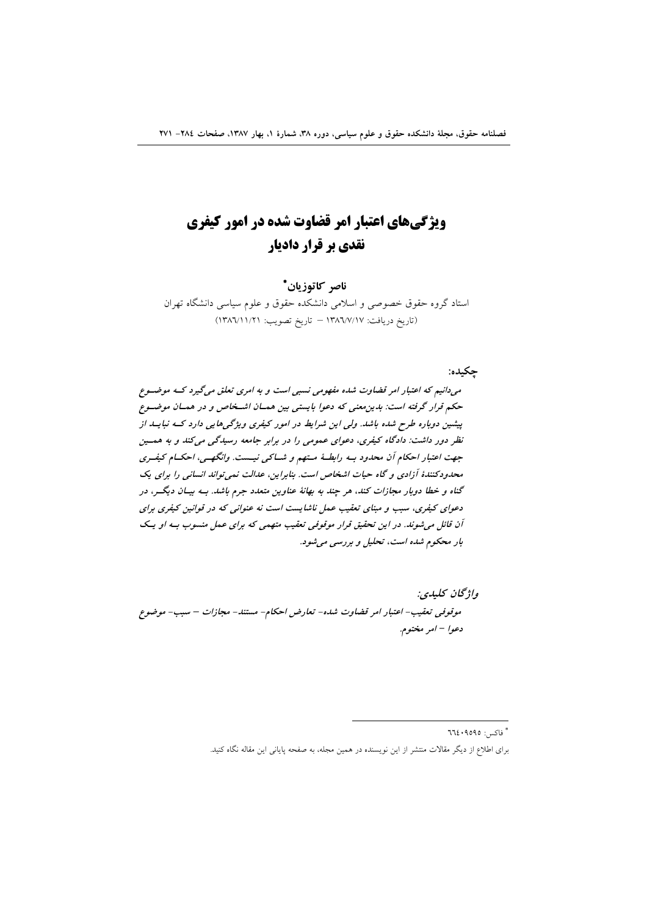# ویژگی‌های اعتبار امر قضاوت شده در امور کیفری
## نقدی بر قرار دادیار

**ناصر کاتوزیان***

استاد گروه حقوق خصوصی و اسلامی دانشکده حقوق و علوم سیاسی دانشگاه تهران

(تاریخ دریافت: ۱۳۸۶/۷/۱۷ – تاریخ تصویب: ۱۳۸۶/۱۱/۲۱)

**چکیده:**

*می‌دانیم که اعتبار امر قضاوت شده مفهومی نسبی است و به امری تعلق می‌گیرد که موضوع حکم قرار گرفته است: بدین‌معنی که دعوا بایستی بین همان اشخاص و در همان موضوع پیشین دوباره طرح شده باشد. ولی این شرایط در امور کیفری ویژگی‌هایی دارد که نباید از نظر دور داشت: دادگاه کیفری، دعوای عمومی را در برابر جامعه رسیدگی می‌کند و به همین جهت اعتبار احکام آن محدود به رابطهٔ متهم و شاکی نیست. وانگهی، احکام کیفری محدودکنندهٔ آزادی و گاه حیات اشخاص است. بنابراین، عدالت نمی‌تواند انسانی را برای یک گناه و خطا دوبار مجازات کند، هر چند به بهانهٔ عناوین متعدد جرم باشد. به بیان دیگر، در دعوای کیفری، سبب و مبنای تعقیب عمل ناشایست است نه عنوانی که در قوانین کیفری برای آن قائل می‌شوند. در این تحقیق قرار موقوفی تعقیب متهمی که برای عمل منسوب به او یک بار محکوم شده است، تحلیل و بررسی می‌شود.*

***واژگان کلیدی:***

*موقوفی تعقیب- اعتبار امر قضاوت شده- تعارض احکام- مستند- مجازات – سبب- موضوع دعوا – امر مختوم.*

---

* فاکس: ۶۶۴۰۹۵۹۵

برای اطلاع از دیگر مقالات منتشر از این نویسنده در همین مجله، به صفحه پایانی این مقاله نگاه کنید.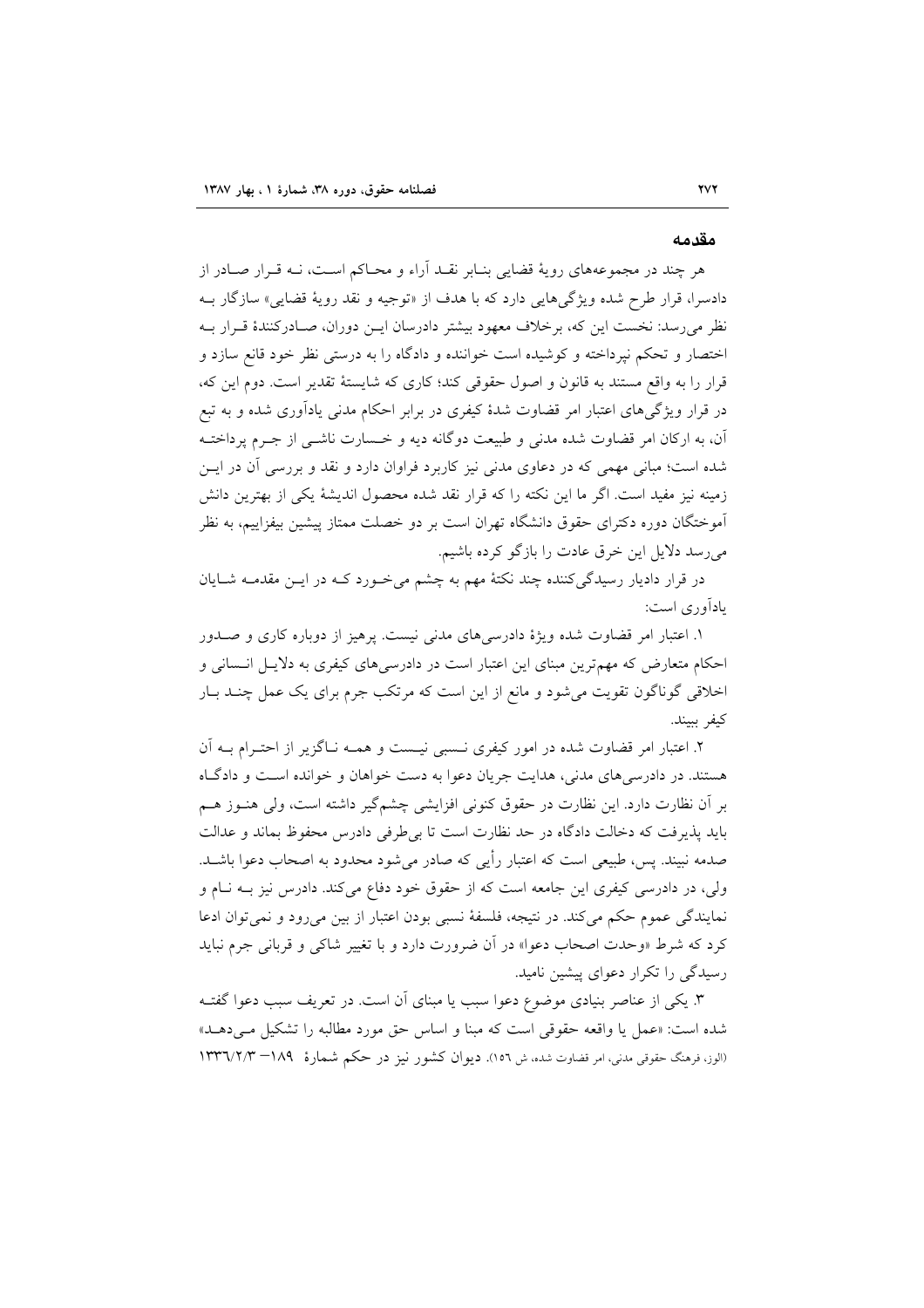## مقدمه

هر چند در مجموعه‌های رویهٔ قضایی بنابر نقد آراء و محاکم است، نه قرار صادر از دادسرا، قرار طرح شده ویژگی‌هایی دارد که با هدف از «توجیه و نقد رویهٔ قضایی» سازگار به نظر می‌رسد: نخست این که، برخلاف معهود بیشتر دادرسان این دوران، صادرکنندهٔ قرار به اختصار و تحکم نپرداخته و کوشیده است خواننده و دادگاه را به درستی نظر خود قانع سازد و قرار را به واقع مستند به قانون و اصول حقوقی کند؛ کاری که شایستهٔ تقدیر است. دوم این که، در قرار ویژگی‌های اعتبار امر قضاوت شدهٔ کیفری در برابر احکام مدنی یادآوری شده و به تبع آن، به ارکان امر قضاوت شده مدنی و طبیعت دوگانه دیه و خسارت ناشی از جرم پرداخته شده است؛ مبانی مهمی که در دعاوی مدنی نیز کاربرد فراوان دارد و نقد و بررسی آن در این زمینه نیز مفید است. اگر ما این نکته را که قرار نقد شده محصول اندیشهٔ یکی از بهترین دانش آموختگان دوره دکترای حقوق دانشگاه تهران است بر دو خصلت ممتاز پیشین بیفزاییم، به نظر می‌رسد دلایل این خرق عادت را بازگو کرده باشیم.

در قرار دادیار رسیدگی‌کننده چند نکتهٔ مهم به چشم می‌خورد که در این مقدمه شایان یادآوری است:

۱. اعتبار امر قضاوت شده ویژهٔ دادرسی‌های مدنی نیست. پرهیز از دوباره کاری و صدور احکام متعارض که مهم‌ترین مبنای این اعتبار است در دادرسی‌های کیفری به دلایل انسانی و اخلاقی گوناگون تقویت می‌شود و مانع از این است که مرتکب جرم برای یک عمل چند بار کیفر ببیند.

۲. اعتبار امر قضاوت شده در امور کیفری نسبی نیست و همه ناگزیر از احترام به آن هستند. در دادرسی‌های مدنی، هدایت جریان دعوا به دست خواهان و خوانده است و دادگاه بر آن نظارت دارد. این نظارت در حقوق کنونی افزایشی چشم‌گیر داشته است، ولی هنوز هم باید پذیرفت که دخالت دادگاه در حد نظارت است تا بی‌طرفی دادرس محفوظ بماند و عدالت صدمه نبیند. پس، طبیعی است که اعتبار رأیی که صادر می‌شود محدود به اصحاب دعوا باشد. ولی، در دادرسی کیفری این جامعه است که از حقوق خود دفاع می‌کند. دادرس نیز به نام و نمایندگی عموم حکم می‌کند. در نتیجه، فلسفهٔ نسبی بودن اعتبار از بین می‌رود و نمی‌توان ادعا کرد که شرط «وحدت اصحاب دعوا» در آن ضرورت دارد و با تغییر شاکی و قربانی جرم نباید رسیدگی را تکرار دعوای پیشین نامید.

۳. یکی از عناصر بنیادی موضوع دعوا سبب یا مبنای آن است. در تعریف سبب دعوا گفته شده است: «عمل یا واقعه حقوقی است که مبنا و اساس حق مورد مطالبه را تشکیل می‌دهد» (الوز، فرهنگ حقوقی مدنی، امر قضاوت شده، ش ۱۵۶). دیوان کشور نیز در حکم شمارهٔ ۱۸۹– ۱۳۳۶/۲/۳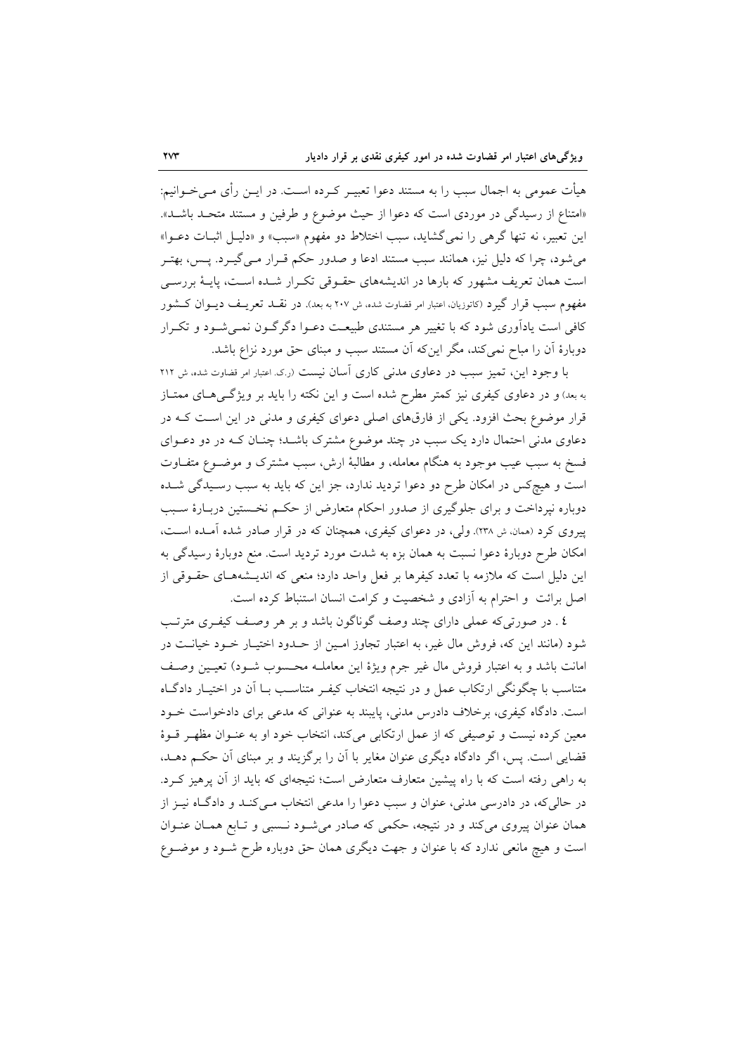هیأت عمومی به اجمال سبب را به مستند دعوا تعبیر کرده است. در این رأی می‌خوانیم: «امتناع از رسیدگی در موردی است که دعوا از حیث موضوع و طرفین و مستند متحد باشد». این تعبیر، نه تنها گرهی را نمی‌گشاید، سبب اختلاط دو مفهوم «سبب» و «دلیل اثبات دعوا» می‌شود، چرا که دلیل نیز، همانند سبب مستند ادعا و صدور حکم قرار می‌گیرد. پس، بهتر است همان تعریف مشهور که بارها در اندیشه‌های حقوقی تکرار شده است، پایهٔ بررسی مفهوم سبب قرار گیرد (کاتوزیان، اعتبار امر قضاوت شده، ش ۲۰۷ به بعد). در نقد تعریف دیوان کشور کافی است یادآوری شود که با تغییر هر مستندی طبیعت دعوا دگرگون نمی‌شود و تکرار دوبارهٔ آن را مباح نمی‌کند، مگر اینکه آن مستند سبب و مبنای حق مورد نزاع باشد.

با وجود این، تمیز سبب در دعاوی مدنی کاری آسان نیست (ر.ک. اعتبار امر قضاوت شده، ش ۲۱۲ به بعد) و در دعاوی کیفری نیز کمتر مطرح شده است و این نکته را باید بر ویژگی‌های ممتاز قرار موضوع بحث افزود. یکی از فارق‌های اصلی دعوای کیفری و مدنی در این است که در دعاوی مدنی احتمال دارد یک سبب در چند موضوع مشترک باشد؛ چنان که در دو دعوای فسخ به سبب عیب موجود به هنگام معامله، و مطالبهٔ ارش، سبب مشترک و موضوع متفاوت است و هیچ‌کس در امکان طرح دو دعوا تردید ندارد، جز این که باید به سبب رسیدگی شده دوباره نپرداخت و برای جلوگیری از صدور احکام متعارض از حکم نخستین دربارهٔ سبب پیروی کرد (همان، ش ۲۳۸). ولی، در دعوای کیفری، همچنان که در قرار صادر شده آمده است، امکان طرح دوبارهٔ دعوا نسبت به همان بزه به شدت مورد تردید است. منع دوبارهٔ رسیدگی به این دلیل است که ملازمه با تعدد کیفرها بر فعل واحد دارد؛ منعی که اندیشه‌های حقوقی از اصل برائت و احترام به آزادی و شخصیت و کرامت انسان استنباط کرده است.

۴. در صورتی‌که عملی دارای چند وصف گوناگون باشد و بر هر وصف کیفری مترتب شود (مانند این که، فروش مال غیر، به اعتبار تجاوز امین از حدود اختیار خود خیانت در امانت باشد و به اعتبار فروش مال غیر جرم ویژهٔ این معامله محسوب شود) تعیین وصف متناسب با چگونگی ارتکاب عمل و در نتیجه انتخاب کیفر متناسب با آن در اختیار دادگاه است. دادگاه کیفری، برخلاف دادرس مدنی، پایبند به عنوانی که مدعی برای دادخواست خود معین کرده نیست و توصیفی که از عمل ارتکابی می‌کند، انتخاب خود او و به عنوان مظهر قوهٔ قضایی است. پس، اگر دادگاه دیگری عنوان مغایر با آن را برگزیند و بر مبنای آن حکم دهد، به راهی رفته است که با راه پیشین متعارف متعارض است؛ نتیجه‌ای که باید از آن پرهیز کرد. در حالی‌که، در دادرسی مدنی، عنوان و سبب دعوا را مدعی انتخاب می‌کند و دادگاه نیز از همان عنوان پیروی می‌کند و در نتیجه، حکمی که صادر می‌شود نسبی و تابع همان عنوان است و هیچ مانعی ندارد که با عنوان و جهت دیگری همان حق دوباره طرح شود و موضوع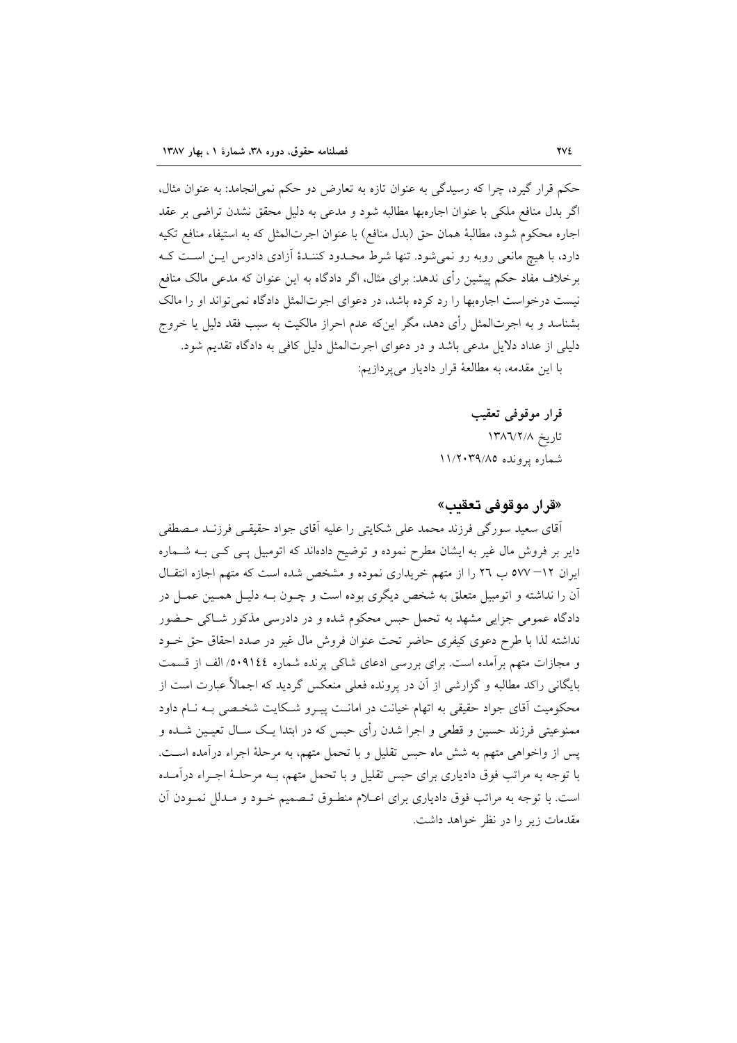حکم قرار گیرد، چرا که رسیدگی به عنوان تازه به تعارض دو حکم نمی‌انجامد: به عنوان مثال، اگر بدل منافع ملکی با عنوان اجاره‌بها مطالبه شود و مدعی به دلیل محقق نشدن تراضی بر عقد اجاره محکوم شود، مطالبهٔ همان حق (بدل منافع) با عنوان اجرت‌المثل که به استیفاء منافع تکیه دارد، با هیچ مانعی روبه رو نمی‌شود. تنها شرط محدود کنندهٔ آزادی دادرس این است که برخلاف مفاد حکم پیشین رأی ندهد: برای مثال، اگر دادگاه به این عنوان که مدعی مالک منافع نیست درخواست اجاره‌بها را رد کرده باشد، در دعوای اجرت‌المثل دادگاه نمی‌تواند او را مالک بشناسد و به اجرت‌المثل رأی دهد، مگر این‌که عدم احراز مالکیت به سبب فقد دلیل یا خروج دلیلی از عداد دلایل مدعی باشد و در دعوای اجرت‌المثل دلیل کافی به دادگاه تقدیم شود.

با این مقدمه، به مطالعهٔ قرار دادیار می‌پردازیم:

**قرار موقوفی تعقیب**

تاریخ ۱۳۸۶/۲/۸

شماره پرونده ۱۱/۲۰۳۹/۸۵

## «قرار موقوفی تعقیب»

آقای سعید سورگی فرزند محمد علی شکایتی را علیه آقای جواد حقیقی فرزند مصطفی دایر بر فروش مال غیر به ایشان مطرح نموده و توضیح داده‌اند که اتومبیل پی کی به شماره ایران ۱۲– ۵۷۷ ب ۲۶ را از متهم خریداری نموده و مشخص شده است که متهم اجازه انتقال آن را نداشته و اتومبیل متعلق به شخص دیگری بوده است و چون به دلیل همین عمل در دادگاه عمومی جزایی مشهد به تحمل حبس محکوم شده و در دادرسی مذکور شاکی حضور نداشته لذا با طرح دعوی کیفری حاضر تحت عنوان فروش مال غیر در صدد احقاق حق خود و مجازات متهم برآمده است. برای بررسی ادعای شاکی پرنده شماره ۵۰۹۱۴۴/ الف از قسمت بایگانی راکد مطالبه و گزارشی از آن در پرونده فعلی منعکس گردید که اجمالاً عبارت است از محکومیت آقای جواد حقیقی به اتهام خیانت در امانت پیرو شکایت شخصی به نام داود ممنوعیتی فرزند حسین و قطعی و اجرا شدن رأی حبس که در ابتدا یک سال تعیین شده و پس از واخواهی متهم به شش ماه حبس تقلیل و با تحمل متهم، به مرحلهٔ اجراء درآمده است. با توجه به مراتب فوق دادیاری برای حبس تقلیل و با تحمل متهم، به مرحلهٔ اجراء درآمده است. با توجه به مراتب فوق دادیاری برای اعلام منطوق تصمیم خود و مدلل نمودن آن مقدمات زیر را در نظر خواهد داشت.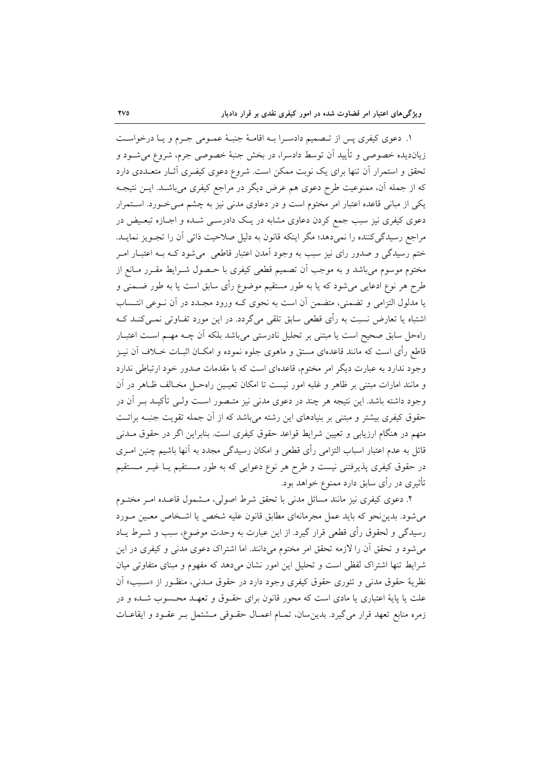۱. دعوی کیفری پس از تصمیم دادسرا بـه اقامـهٔ جنبـهٔ عمـومی جـرم و یـا درخواسـت زیان‌دیده خصوصی و تأیید آن توسط دادسرا، در بخش جنبهٔ خصوصی جرم، شروع می‌شـود و تحقق و استمرار آن تنها برای یک نوبت ممکن است. شروع دعوی کیفـری آثـار متعـددی دارد که از جمله آن، ممنوعیت طرح دعوی هم عرض دیگر در مراجع کیفری می‌باشـد. ایـن نتیجـه یکی از مبانی قاعده اعتبار امر مختوم است و در دعاوی مدنی نیز به چشم مـی‌خـورد. اسـتمرار دعوی کیفری نیز سبب جمع کردن دعاوی مشابه در یـک دادرسـی شـده و اجـازه تبعـیض در مراجع رسیدگی‌کننده را نمی‌دهد؛ مگر اینکه قانون به دلیل صلاحیت ذاتی آن را تجـویز نمایـد. ختم رسیدگی و صدور رای نیز سبب به وجود آمدن اعتبار قاطعی می‌شود کـه بـه اعتبـار امـر مختوم موسوم می‌باشد و به موجب آن تصمیم قطعی کیفری با حـصول شـرایط مقـرر مـانع از طرح هر نوع ادعایی می‌شود که یا به طور مستقیم موضوع رأی سابق است یا به طور ضـمنی و یا مدلول التزامی و تضمنی، متضمن آن است به نحوی کـه ورود مجـدد در آن نـوعی انتـساب اشتباه یا تعارض نسبت به رأی قطعی سابق تلقی می‌گردد. در این مورد تفـاوتی نمـی‌کنـد کـه راه‌حل سابق صحیح است یا مبتنی بر تحلیل نادرستی می‌باشد بلکه آن چـه مهـم اسـت اعتبـار قاطع رأی است که مانند قاعده‌ای مستق و ماهوی جلوه نموده و امکـان اثبـات خـلاف آن نیـز وجود ندارد به عبارت دیگر امر مختوم، قاعده‌ای است که با مقدمات صدور خود ارتباطی ندارد و مانند امارات مبتنی بر ظاهر و غلبه امور نیست تا امکان تعیـین راه‌حـل مخـالف ظـاهر در آن وجود داشته باشد. این نتیجه هر چند در دعوی مدنی نیز متـصور اسـت ولـی تأکیـد بـر آن در حقوق کیفری بیشتر و مبتنی بر بنیادهای این رشته می‌باشد که از آن جمله تقویت جنبـه برائـت متهم در هنگام ارزیابی و تعیین شرایط قواعد حقوق کیفری است. بنابراین اگر در حقوق مـدنی قائل به عدم اعتبار اسباب التزامی رأی قطعی و امکان رسیدگی مجدد به آنها باشیم چنین امـری در حقوق کیفری پذیرفتنی نیست و طرح هر نوع دعوایی که به طور مـستقیم یـا غیـر مـستقیم تأثیری در رأی سابق دارد ممنوع خواهد بود.

۲. دعوی کیفری نیز مانند مسائل مدنی با تحقق شرط اصولی، مـشمول قاعـده امـر مختـوم می‌شود. بدین‌نحو که باید عمل مجرمانه‌ای مطابق قانون علیه شخص یا اشـخاص معـین مـورد رسیدگی و لحقوق رأی قطعی قرار گیرد. از این عبارت به وحدت موضوع، سبب و شـرط یـاد می‌شود و تحقق آن را لازمه تحقق امر مختوم می‌دانند. اما اشتراک دعوی مدنی و کیفری در این شرایط تنها اشتراک لفظی است و تحلیل این امور نشان می‌دهد که مفهوم و مبنای متفاوتی میان نظریهٔ حقوق مدنی و تئوری حقوق کیفری وجود دارد در حقوق مـدنی، منظـور از «سـبب» آن علت یا پایهٔ اعتباری یا مادی است که محور قانون برای حقـوق و تعهـد محـسوب شـده و در زمره منابع تعهد قرار می‌گیرد. بدین‌سان، تمـام اعمـال حقـوقی مـشتمل بـر عقـود و ایقاعـات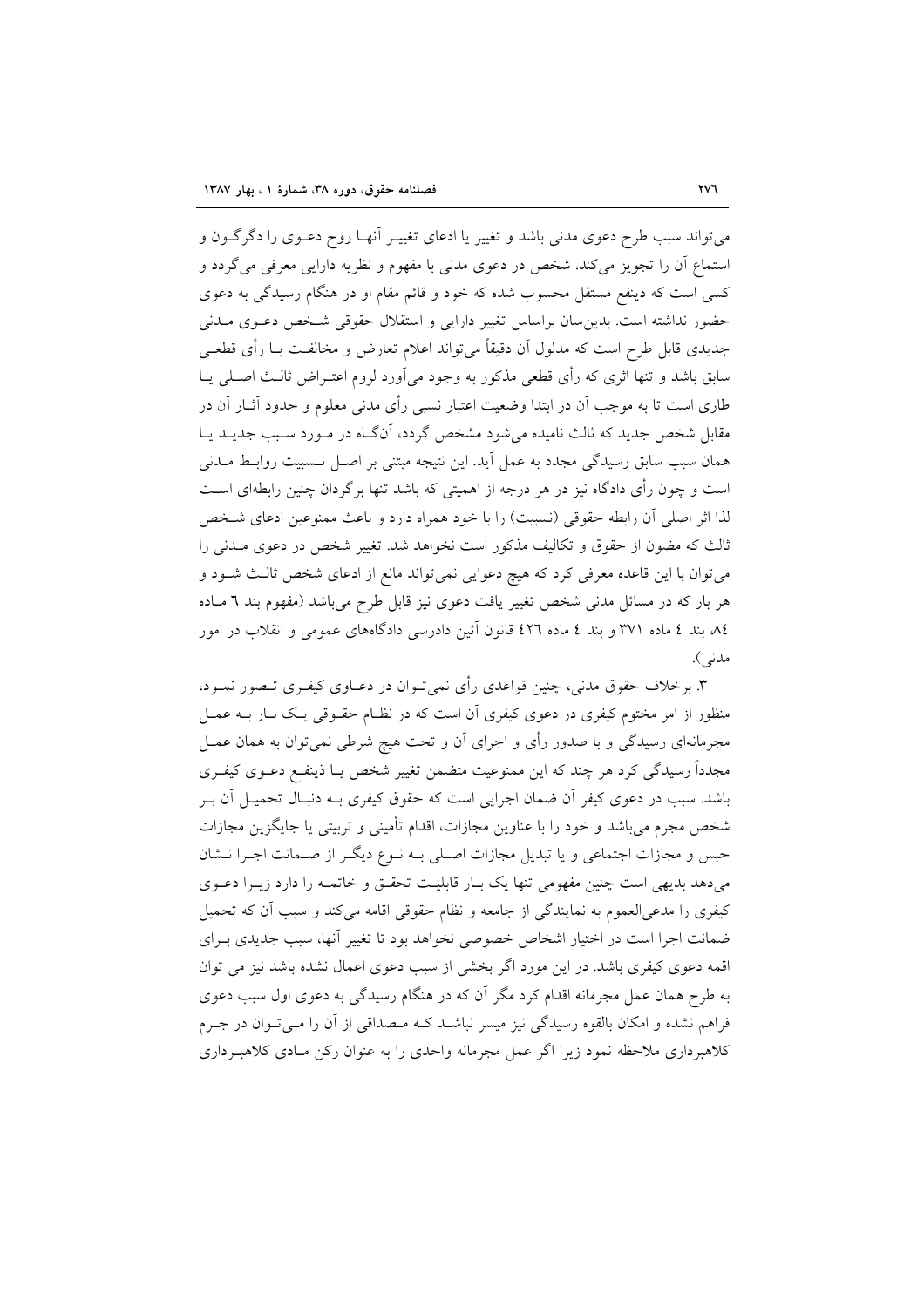می‌تواند سبب طرح دعوی مدنی باشد و تغییر یا ادعای تغییر آنها روح دعوی را دگرگون و استماع آن را تجویز می‌کند. شخص در دعوی مدنی با مفهوم و نظریه دارایی معرفی می‌گردد و کسی است که ذینفع مستقل محسوب شده که خود و قائم مقام او در هنگام رسیدگی به دعوی حضور نداشته است. بدین‌سان براساس تغییر دارایی و استقلال حقوقی شخص دعوی مدنی جدیدی قابل طرح است که مدلول آن دقیقاً می‌تواند اعلام تعارض و مخالفت با رأی قطعی سابق باشد و تنها اثری که رأی قطعی مذکور به وجود می‌آورد لزوم اعتراض ثالث اصلی یا طاری است تا به موجب آن در ابتدا وضعیت اعتبار نسبی رأی مدنی معلوم و حدود آثار آن در مقابل شخص جدید که ثالث نامیده می‌شود مشخص گردد، آنگاه در مورد سبب جدید یا همان سبب سابق رسیدگی مجدد به عمل آید. این نتیجه مبتنی بر اصل نسبیت روابط مدنی است و چون رأی دادگاه نیز در هر درجه از اهمیتی که باشد تنها برگردان چنین رابطه‌ای است لذا اثر اصلی آن رابطه حقوقی (نسبیت) را با خود همراه دارد و باعث ممنوعین ادعای شخص ثالث که مضون از حقوق و تکالیف مذکور است نخواهد شد. تغییر شخص در دعوی مدنی را می‌توان با این قاعده معرفی کرد که هیچ دعوایی نمی‌تواند مانع از ادعای شخص ثالث شود و هر بار که در مسائل مدنی شخص تغییر یافت دعوی نیز قابل طرح می‌باشد (مفهوم بند ٦ ماده ٨٤ بند ٤ ماده ٣٧١ و بند ٤ ماده ٤٢٦ قانون آئین دادرسی دادگاه‌های عمومی و انقلاب در امور مدنی).

٣. برخلاف حقوق مدنی، چنین قواعدی رأی نمی‌توان در دعاوی کیفری تصور نمود، منظور از امر مختوم کیفری در دعوی کیفری آن است که در نظام حقوقی یک بار به عمل مجرمانه‌ای رسیدگی و با صدور رأی و اجرای آن و تحت هیچ شرطی نمی‌توان به همان عمل مجدداً رسیدگی کرد هر چند که این ممنوعیت متضمن تغییر شخص یا ذینفع دعوی کیفری باشد. سبب در دعوی کیفر آن ضمان اجرایی است که حقوق کیفری به دنبال تحمیل آن بر شخص مجرم می‌باشد و خود را با عناوین مجازات، اقدام تأمینی و تربیتی یا جایگزین مجازات حبس و مجازات اجتماعی و یا تبدیل مجازات اصلی به نوع دیگر از ضمانت اجرا نشان می‌دهد بدیهی است چنین مفهومی تنها یک بار قابلیت تحقق و خاتمه را دارد زیرا دعوی کیفری را مدعی‌العموم به نمایندگی از جامعه و نظام حقوقی اقامه می‌کند و سبب آن که تحمیل ضمانت اجرا است در اختیار اشخاص خصوصی نخواهد بود تا تغییر آنها، سبب جدیدی برای اقمه دعوی کیفری باشد. در این مورد اگر بخشی از سبب دعوی اعمال نشده باشد نیز می توان به طرح همان عمل مجرمانه اقدام کرد مگر آن که در هنگام رسیدگی به دعوی اول سبب دعوی فراهم نشده و امکان بالقوه رسیدگی نیز میسر نباشد که مصداقی از آن را می‌توان در جرم کلاهبرداری ملاحظه نمود زیرا اگر عمل مجرمانه واحدی را به عنوان رکن مادی کلاهبرداری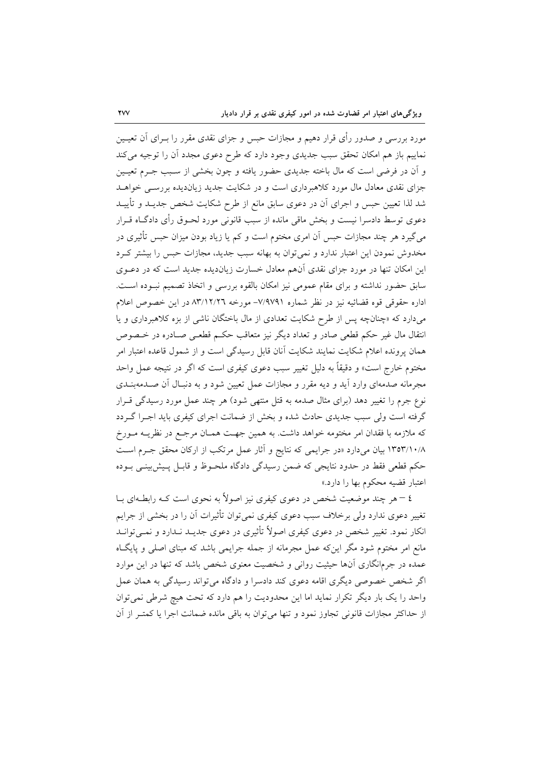مورد بررسی و صدور رأی قرار دهیم و مجازات حبس و جزای نقدی مقرر را بـرای آن تعیـین نماییم باز هم امکان تحقق سبب جدیدی وجود دارد که طرح دعوی مجدد آن را توجیه می‌کند و آن در فرضی است که مال باخته جدیدی حضور یافته و چون بخشی از سـبب جـرم تعیـین جزای نقدی معادل مال مورد کلاهبرداری است و در شکایت جدید زیان‌دیده بررسـی خواهـد شد لذا تعیین حبس و اجرای آن در دعوی سابق مانع از طرح شکایت شخص جدیـد و تأییـد دعوی توسط دادسرا نیست و بخش ماقی مانده از سبب قانونی مورد لحـوق رأی دادگـاه قـرار می‌گیرد هر چند مجازات حبس آن امری مختوم است و کم یا زیاد بودن میزان حبس تأثیری در مخدوش نمودن این اعتبار ندارد و نمی‌توان به بهانه سبب جدید، مجازات حبس را بیشتر کـرد این امکان تنها در مورد جزای نقدی آن‌هم معادل خسارت زیان‌دیده جدید است که در دعـوی سابق حضور نداشته و برای مقام عمومی نیز امکان بالقوه بررسی و اتخاذ تصمیم نبـوده اسـت. اداره حقوقی قوه قضائیه نیز در نظر شماره ۷/۹۷۹۱- مورخه ۸۳/۱۲/۲٦ در این خصوص اعلام می‌دارد که «چنانچه پس از طرح شکایت تعدادی از مال باختگان ناشی از بزه کلاهبرداری و یا انتقال مال غیر حکم قطعی صادر و تعداد دیگر نیز متعاقب حکـم قطعـی صـادره در خـصوص همان پرونده اعلام شکایت نمایند شکایت آنان قابل رسیدگی است و از شمول قاعده اعتبار امر مختوم خارج است» و دقیقاً به دلیل تغییر سبب دعوی کیفری است که اگر در نتیجه عمل واحد مجرمانه صدمه‌ای وارد آید و دیه مقرر و مجازات عمل تعیین شود و به دنبـال آن صـدمه‌بنـدی نوع جرم را تغییر دهد (برای مثال صدمه به قتل منتهی شود) هر چند عمل مورد رسیدگی قـرار گرفته است ولی سبب جدیدی حادث شده و بخش از ضمانت اجرای کیفری باید اجـرا گـردد که ملازمه با فقدان امر مختومه خواهد داشت. به همین جهـت همـان مرجـع در نظریـه مـورخ ۱۳۵۳/۱۰/۸ بیان می‌دارد «در جرایمی که نتایج و آثار عمل مرتکب از ارکان محقق جـرم اسـت حکم قطعی فقط در حدود نتایجی که ضمن رسیدگی دادگاه ملحـوظ و قابـل پـیش‌بینـی بـوده اعتبار قضیه محکوم بها را دارد.»

٤ – هر چند موضعیت شخص در دعوی کیفری نیز اصولاً به نحوی است کـه رابطـه‌ای بـا تغییر دعوی ندارد ولی برخلاف سبب دعوی کیفری نمی‌توان تأثیرات آن را در بخشی از جرایم انکار نمود. تغییر شخص در دعوی کیفری اصولاً تأثیری در دعوی جدیـد نـدارد و نمـی‌توانـد مانع امر مختوم شود مگر اینکه عمل مجرمانه از جمله جرایمی باشد که مبنای اصلی و پایگـاه عمده در جرم‌انگاری آن‌ها حیثیت روانی و شخصیت معنوی شخص باشد که تنها در این موارد اگر شخص خصوصی دیگری اقامه دعوی کند دادسرا و دادگاه می‌تواند رسیدگی به همان عمل واحد را یک بار دیگر تکرار نماید اما این محدودیت را هم دارد که تحت هیچ شرطی نمی‌توان از حداکثر مجازات قانونی تجاوز نمود و تنها می‌توان به باقی مانده ضمانت اجرا یا کمتـر از آن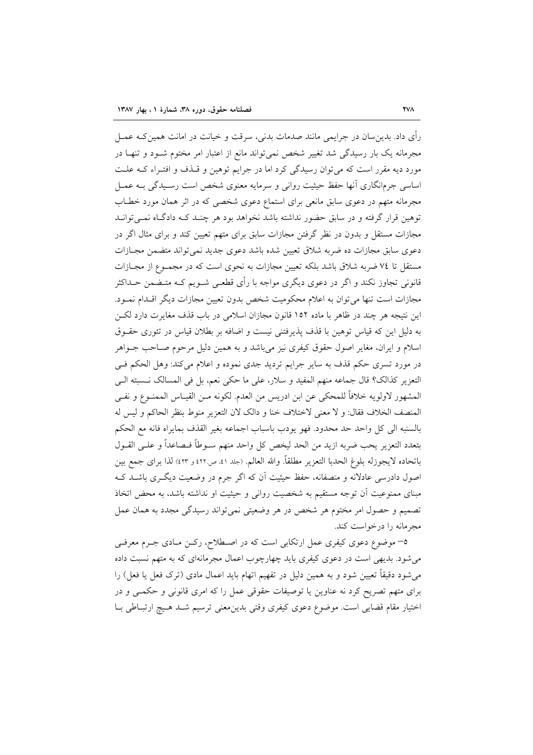رأی داد. بدین‌سان در جرایمی مانند صدمات بدنی، سرقت و خیانت در امانت همین‌که عمل مجرمانه یک بار رسیدگی شد تغییر شخص نمی‌تواند مانع از اعتبار امر مختوم شود و تنها در مورد دیه مقرر است که می‌توان رسیدگی کرد اما در جرایم توهین و قذف و افتراء که علت اساسی جرم‌انگاری آنها حفظ حیثیت روانی و سرمایه معنوی شخص است رسیدگی به عمل مجرمانه متهم در دعوی سابق مانعی برای استماع دعوی شخصی که در اثر همان مورد خطاب توهین قرار گرفته و در سابق حضور نداشته باشد نخواهد بود هر چند که دادگاه نمی‌تواند مجازات مستقل و بدون در نظر گرفتن مجازات سابق برای متهم تعیین کند و برای مثال اگر در دعوی سابق مجازات ده ضربه شلاق تعیین شده باشد دعوی جدید نمی‌تواند متضمن مجازات مستقل تا ۷٤ ضربه شلاق باشد بلکه تعیین مجازات به نحوی است که در مجموع از مجازات قانونی تجاوز نکند و اگر در دعوی دیگری مواجه با رأی قطعی شویم که متضمن حداکثر مجازات است تنها می‌توان به اعلام محکومیت شخص بدون تعیین مجازات دیگر اقدام نمود. این نتیجه هر چند در ظاهر با ماده ۱۵۲ قانون مجازات اسلامی در باب قذف مغایرت دارد لکن به دلیل این که قیاس توهین با قذف پذیرفتنی نیست و اضافه بر بطلان قیاس در تئوری حقوق اسلام و ایران، مغایر اصول حقوق کیفری نیز می‌باشد و به همین دلیل مرحوم صاحب جواهر در مورد تسری حکم قذف به سایر جرایم تردید جدی نموده و اعلام می‌کند: وهل الحکم فی التعزیر کذالک؟ قال جماعه منهم المفید و سلار، علی ما حکی نعم، بل فی المسالک نسبته الی المشهور لاولویه خلافاً للمحکی عن ابن ادریس من العدم. لکونه من القیاس الممنوع و نفی المنصف الخلاف فقال: و لا معنی لاختلاف خنا و دالک لان التعزیر منوط بنظر الحاکم و لیس له بالسنبه الی کل واحد حد محدود. فهو یودب باسباب اجماعه بغیر القذف بمایراه فانه مع الحکم بتعدد التعزیر یحب ضربه ازید من الحد لیخص کل واحد منهم سوطاً فصاعداً و علی القول باتحاده لایجوزله بلوغ الحدبا التعزیر مطلقاً. والله العالم. (جلد ٤١، ص.٤٢٢ و ٤٢٣) لذا برای جمع بین اصول دادرسی عادلانه و منصفانه، حفظ حیثیت آن که اگر جرم در وضعیت دیگری باشد که مبنای ممنوعیت آن توجه مستقیم به شخصیت روانی و حیثیت او نداشته باشد، به محض اتخاذ تصمیم و حصول امر مختوم هر شخص در هر وضعیتی نمی‌تواند رسیدگی مجدد به همان عمل مجرمانه را درخواست کند.

۵– موضوع دعوی کیفری عمل ارتکابی است که در اصطلاح، رکن مادی جرم معرفی می‌شود. بدیهی است در دعوی کیفری باید چهارچوب اعمال مجرمانه‌ای که به متهم نسبت داده می‌شود دقیقاً تعیین شود و به همین دلیل در تفهیم اتهام باید اعمال مادی (ترک فعل یا فعل) را برای متهم تصریح کرد نه عناوین یا توصیفات حقوقی عمل را که امری قانونی و حکمی و در اختیار مقام قضایی است. موضوع دعوی کیفری وقتی بدین‌معنی ترسیم شد هیچ ارتباطی با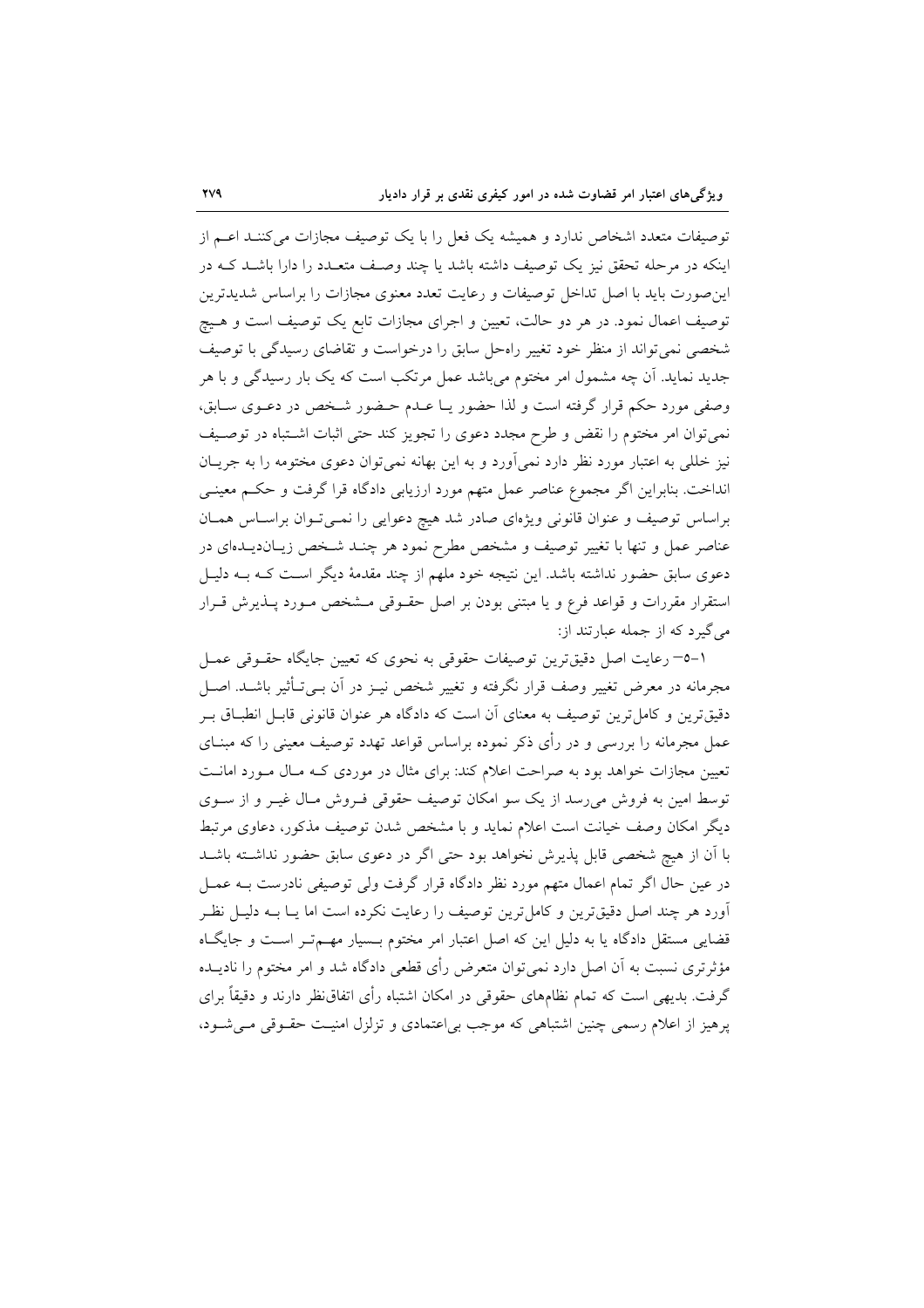توصیفات متعدد اشخاص ندارد و همیشه یک فعل را با یک توصیف مجازات می‌کنند اعم از اینکه در مرحله تحقق نیز یک توصیف داشته باشد یا چند وصف متعدد را دارا باشد که در این‌صورت باید با اصل تداخل توصیفات و رعایت تعدد معنوی مجازات را براساس شدیدترین توصیف اعمال نمود. در هر دو حالت، تعیین و اجرای مجازات تابع یک توصیف است و هیچ شخصی نمی‌تواند از منظر خود تغییر راه‌حل سابق را درخواست و تقاضای رسیدگی با توصیف جدید نماید. آن چه مشمول امر مختوم می‌باشد عمل مرتکب است که یک بار رسیدگی و با هر وصفی مورد حکم قرار گرفته است و لذا حضور یا عدم حضور شخص در دعوی سابق، نمی‌توان امر مختوم را نقض و طرح مجدد دعوی را تجویز کند حتی اثبات اشتباه در توصیف نیز خللی به اعتبار مورد نظر دارد نمی‌آورد و به این بهانه نمی‌توان دعوی مختومه را به جریان انداخت. بنابراین اگر مجموع عناصر عمل متهم مورد ارزیابی دادگاه قرا گرفت و حکم معینی براساس توصیف و عنوان قانونی ویژه‌ای صادر شد هیچ دعوایی را نمی‌توان براساس همان عناصر عمل و تنها با تغییر توصیف و مشخص مطرح نمود هر چند شخص زیان‌دیده‌ای در دعوی سابق حضور نداشته باشد. این نتیجه خود ملهم از چند مقدمهٔ دیگر است که به دلیل استقرار مقررات و قواعد فرع و یا مبتنی بودن بر اصل حقوقی مشخص مورد پذیرش قرار می‌گیرد که از جمله عبارتند از:

۱-۵- رعایت اصل دقیق‌ترین توصیفات حقوقی به نحوی که تعیین جایگاه حقوقی عمل مجرمانه در معرض تغییر وصف قرار نگرفته و تغییر شخص نیز در آن بی‌تأثیر باشد. اصل دقیق‌ترین و کامل‌ترین توصیف به معنای آن است که دادگاه هر عنوان قانونی قابل انطباق بر عمل مجرمانه را بررسی و در رأی ذکر نموده براساس قواعد تهدد توصیف معینی را که مبنای تعیین مجازات خواهد بود به صراحت اعلام کند: برای مثال در موردی که مال مورد امانت توسط امین به فروش می‌رسد از یک سو امکان توصیف حقوقی فروش مال غیر و از سوی دیگر امکان وصف خیانت است اعلام نماید و با مشخص شدن توصیف مذکور، دعاوی مرتبط با آن از هیچ شخصی قابل پذیرش نخواهد بود حتی اگر در دعوی سابق حضور نداشته باشد در عین حال اگر تمام اعمال متهم مورد نظر دادگاه قرار گرفت ولی توصیفی نادرست به عمل آورد هر چند اصل دقیق‌ترین و کامل‌ترین توصیف را رعایت نکرده است اما یا به دلیل نظر قضایی مستقل دادگاه یا به دلیل این که اصل اعتبار امر مختوم بسیار مهم‌تر است و جایگاه مؤثرتری نسبت به آن اصل دارد نمی‌توان متعرض رأی قطعی دادگاه شد و امر مختوم را نادیده گرفت. بدیهی است که تمام نظام‌های حقوقی در امکان اشتباه رأی اتفاق‌نظر دارند و دقیقاً برای پرهیز از اعلام رسمی چنین اشتباهی که موجب بی‌اعتمادی و تزلزل امنیت حقوقی می‌شود،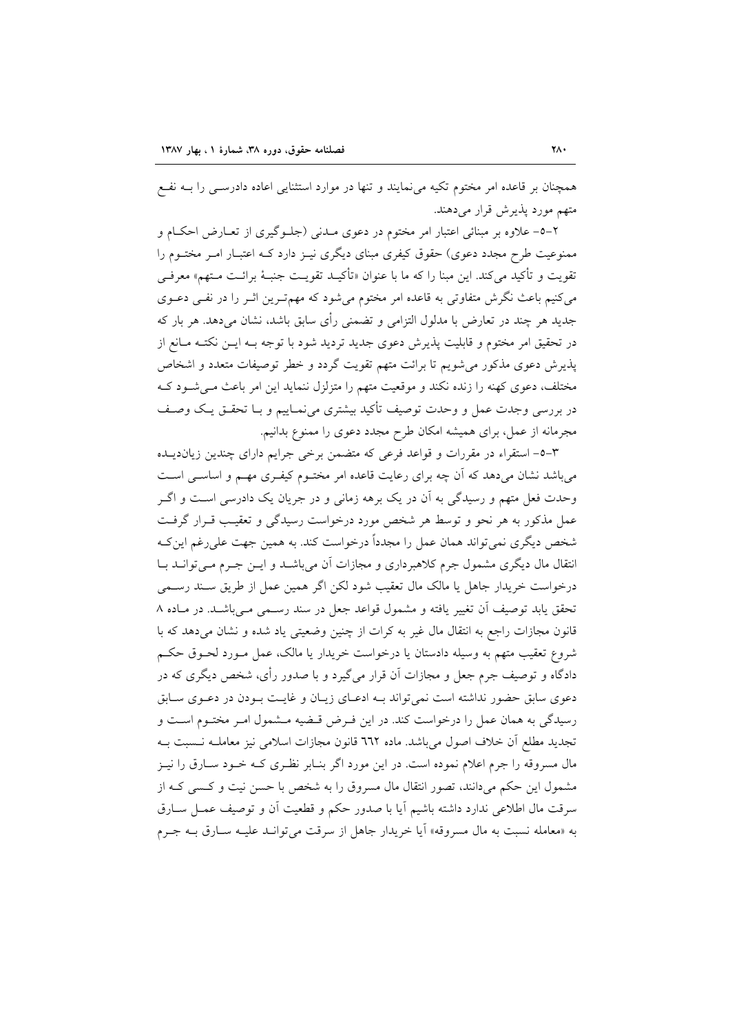همچنان بر قاعده امر مختوم تکیه می‌نمایند و تنها در موارد استثنایی اعاده دادرسی را به نفع متهم مورد پذیرش قرار می‌دهند.

۲-۵- علاوه بر مبنائی اعتبار امر مختوم در دعوی مدنی (جلوگیری از تعارض احکام و ممنوعیت طرح مجدد دعوی) حقوق کیفری مبنای دیگری نیز دارد که اعتبار امر مختوم را تقویت و تأکید می‌کند. این مبنا را که ما با عنوان «تأکید تقویت جنبهٔ برائت متهم» معرفی می‌کنیم باعث نگرش متفاوتی به قاعده امر مختوم می‌شود که مهم‌ترین اثر را در نفی دعوی جدید هر چند در تعارض با مدلول التزامی و تضمنی رأی سابق باشد، نشان می‌دهد. هر بار که در تحقیق امر مختوم و قابلیت پذیرش دعوی جدید تردید شود با توجه به این نکته مانع از پذیرش دعوی مذکور می‌شویم تا برائت متهم تقویت گردد و خطر توصیفات متعدد و اشخاص مختلف، دعوی کهنه را زنده نکند و موقعیت متهم را متزلزل ننماید این امر باعث می‌شود که در بررسی وجدت عمل و وحدت توصیف تأکید بیشتری می‌نماییم و با تحقق یک وصف مجرمانه از عمل، برای همیشه امکان طرح مجدد دعوی را ممنوع بدانیم.

۳-۵- استقراء در مقررات و قواعد فرعی که متضمن برخی جرایم دارای چندین زیان‌دیده می‌باشد نشان می‌دهد که آن چه برای رعایت قاعده امر مختوم کیفری مهم و اساسی است وحدت فعل متهم و رسیدگی به آن در یک برهه زمانی و در جریان یک دادرسی است و اگر عمل مذکور به هر نحو و توسط هر شخص مورد درخواست رسیدگی و تعقیب قرار گرفت شخص دیگری نمی‌تواند همان عمل را مجدداً درخواست کند. به همین جهت علی‌رغم این‌که انتقال مال دیگری مشمول جرم کلاهبرداری و مجازات آن می‌باشد و این جرم می‌تواند با درخواست خریدار جاهل یا مالک مال تعقیب شود لکن اگر همین عمل از طریق سند رسمی تحقق یابد توصیف آن تغییر یافته و مشمول قواعد جعل در سند رسمی می‌باشد. در ماده ۸ قانون مجازات راجع به انتقال مال غیر به کرات از چنین وضعیتی یاد شده و نشان می‌دهد که با شروع تعقیب متهم به وسیله دادستان یا درخواست خریدار یا مالک، عمل مورد لحوق حکم دادگاه و توصیف جرم جعل و مجازات آن قرار می‌گیرد و با صدور رأی، شخص دیگری که در دعوی سابق حضور نداشته است نمی‌تواند به ادعای زیان و غایت بودن در دعوی سابق رسیدگی به همان عمل را درخواست کند. در این فرض قضیه مشمول امر مختوم است و تجدید مطلع آن خلاف اصول می‌باشد. ماده ٦٦٢ قانون مجازات اسلامی نیز معامله نسبت به مال مسروقه را جرم اعلام نموده است. در این مورد اگر بنابر نظری که خود سارق را نیز مشمول این حکم می‌دانند، تصور انتقال مال مسروق را به شخص با حسن نیت و کسی که از سرقت مال اطلاعی ندارد داشته باشیم آیا با صدور حکم و قطعیت آن و توصیف عمل سارق به «معامله نسبت به مال مسروقه» آیا خریدار جاهل از سرقت می‌تواند علیه سارق به جرم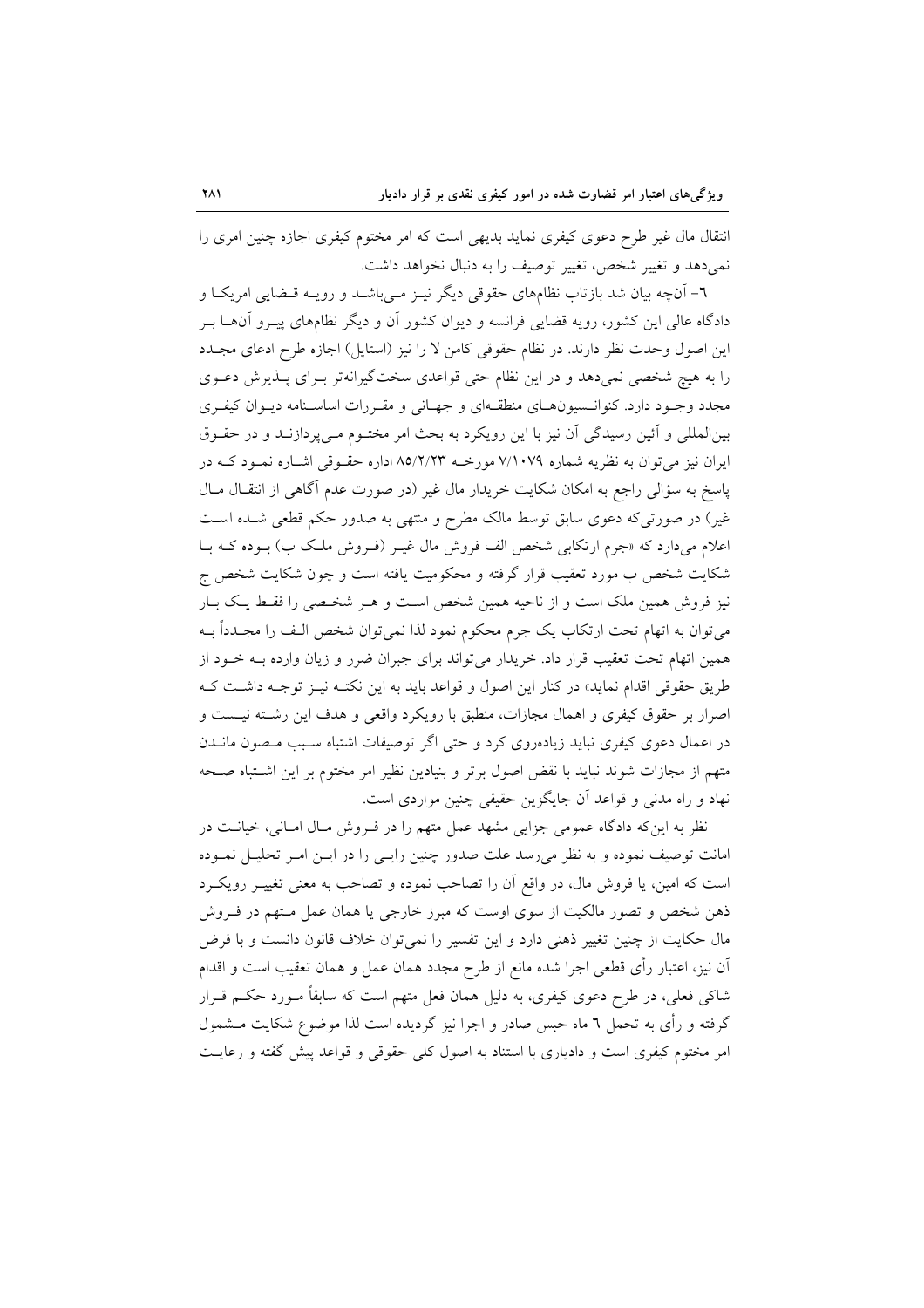انتقال مال غیر طرح دعوی کیفری نماید بدیهی است که امر مختوم کیفری اجازه چنین امری را نمی‌دهد و تغییر شخص، تغییر توصیف را به دنبال نخواهد داشت.

٦- آنچه بیان شد بازتاب نظام‌های حقوقی دیگر نیز می‌باشد و رویه قضایی امریکا و دادگاه عالی این کشور، رویه قضایی فرانسه و دیوان کشور آن و دیگر نظام‌های پیرو آنها بر این اصول وحدت نظر دارند. در نظام حقوقی کامن لا را نیز (استاپل) اجازه طرح ادعای مجدد را به هیچ شخصی نمی‌دهد و در این نظام حتی قواعدی سخت‌گیرانه‌تر برای پذیرش دعوی مجدد وجود دارد. کنوانسیون‌های منطقه‌ای و جهانی و مقررات اساسنامه دیوان کیفری بین‌المللی و آئین رسیدگی آن نیز با این رویکرد به بحث امر مختوم می‌پردازند و در حقوق ایران نیز می‌توان به نظریه شماره ۷/۱۰۷۹ مورخه ۸۵/۲/۲۳ اداره حقوقی اشاره نمود که در پاسخ به سؤالی راجع به امکان شکایت خریدار مال غیر (در صورت عدم آگاهی از انتقال مال غیر) در صورتی‌که دعوی سابق توسط مالک مطرح و منتهی به صدور حکم قطعی شده است اعلام می‌دارد که «جرم ارتکابی شخص الف فروش مال غیر (فروش ملک ب) بوده که با شکایت شخص ب مورد تعقیب قرار گرفته و محکومیت یافته است و چون شکایت شخص ج نیز فروش همین ملک است و از ناحیه همین شخص است و هر شخصی را فقط یک بار می‌توان به اتهام تحت ارتکاب یک جرم محکوم نمود لذا نمی‌توان شخص الف را مجدداً به همین اتهام تحت تعقیب قرار داد. خریدار می‌تواند برای جبران ضرر و زیان وارده به خود از طریق حقوقی اقدام نماید» در کنار این اصول و قواعد باید به این نکته نیز توجه داشت که اصرار بر حقوق کیفری و اهمال مجازات، منطبق با رویکرد واقعی و هدف این رشته نیست و در اعمال دعوی کیفری نباید زیاده‌روی کرد و حتی اگر توصیفات اشتباه سبب مصون ماندن متهم از مجازات شوند نباید با نقض اصول برتر و بنیادین نظیر امر مختوم بر این اشتباه صحه نهاد و راه مدنی و قواعد آن جایگزین حقیقی چنین مواردی است.

نظر به این‌که دادگاه عمومی جزایی مشهد عمل متهم را در فروش مال امانی، خیانت در امانت توصیف نموده و به نظر می‌رسد علت صدور چنین رایی را در این امر تحلیل نموده است که امین، با فروش مال، در واقع آن را تصاحب نموده و تصاحب به معنی تغییر رویکرد ذهن شخص و تصور مالکیت از سوی اوست که مبرز خارجی یا همان عمل متهم در فروش مال حکایت از چنین تغییر ذهنی دارد و این تفسیر را نمی‌توان خلاف قانون دانست و با فرض آن نیز، اعتبار رأی قطعی اجرا شده مانع از طرح مجدد همان عمل و همان تعقیب است و اقدام شاکی فعلی، در طرح دعوی کیفری، به دلیل همان فعل متهم است که سابقاً مورد حکم قرار گرفته و رأی به تحمل ٦ ماه حبس صادر و اجرا نیز گردیده است لذا موضوع شکایت مشمول امر مختوم کیفری است و دادیاری با استناد به اصول کلی حقوقی و قواعد پیش گفته و رعایت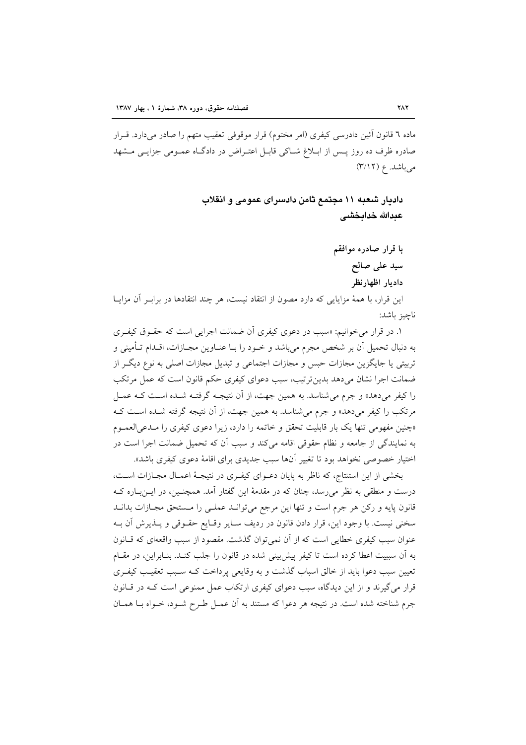ماده ٦ قانون آئین دادرسی کیفری (امر مختوم) قرار موقوفی تعقیب متهم را صادر می‌دارد. قرار صادره ظرف ده روز پس از ابلاغ شاکی قابل اعتراض در دادگاه عمومی جزایی مشهد می‌باشد. ع (٣/١٢)

**دادیار شعبه ١١ مجتمع ثامن دادسرای عمومی و انقلاب**
**عبدالله خدابخشی**

**با قرار صادره موافقم**
**سید علی صالح**
**دادیار اظهارنظر**

این قرار، با همهٔ مزایایی که دارد مصون از انتقاد نیست، هر چند انتقادها در برابر آن مزایا ناچیز باشد:

١. در قرار می‌خوانیم: «سبب در دعوی کیفری آن ضمانت اجرایی است که حقوق کیفری به دنبال تحمیل آن بر شخص مجرم می‌باشد و خود را با عناوین مجازات، اقدام تأمینی و تربیتی یا جایگزین مجازات حبس و مجازات اجتماعی و تبدیل مجازات اصلی به نوع دیگر از ضمانت اجرا نشان می‌دهد بدین‌ترتیب، سبب دعوای کیفری حکم قانون است که عمل مرتکب را کیفر می‌دهد» و جرم می‌شناسد. به همین جهت، از آن نتیجه گرفته شده است که عمل مرتکب را کیفر می‌دهد» و جرم می‌شناسد. به همین جهت، از آن نتیجه گرفته شده است که «چنین مفهومی تنها یک بار قابلیت تحقق و خاتمه را دارد، زیرا دعوی کیفری را مدعی‌العموم به نمایندگی از جامعه و نظام حقوقی اقامه می‌کند و سبب آن که تحمیل ضمانت اجرا است در اختیار خصوصی نخواهد بود تا تغییر آن‌ها سبب جدیدی برای اقامهٔ دعوی کیفری باشد».

بخشی از این استنتاج، که ناظر به پایان دعوای کیفری در نتیجهٔ اعمال مجازات است، درست و منطقی به نظر می‌رسد، چنان که در مقدمهٔ این گفتار آمد. همچنین، در این‌باره که قانون پایه و رکن هر جرم است و تنها این مرجع می‌تواند عملی را مستحق مجازات بداند سخنی نیست. با وجود این، قرار دادن قانون در ردیف سایر وقایع حقوقی و پذیرش آن به عنوان سبب کیفری خطایی است که از آن نمی‌توان گذشت. مقصود از سبب واقعه‌ای که قانون به آن سببیت اعطا کرده است تا کیفر پیش‌بینی شده در قانون را جلب کند. بنابراین، در مقام تعیین سبب دعوا باید از خالق اسباب گذشت و به وقایعی پرداخت که سبب تعقیب کیفری قرار می‌گیرند و از این دیدگاه، سبب دعوای کیفری ارتکاب عمل ممنوعی است که در قانون جرم شناخته شده است. در نتیجه هر دعوا که مستند به آن عمل طرح شود، خواه با همان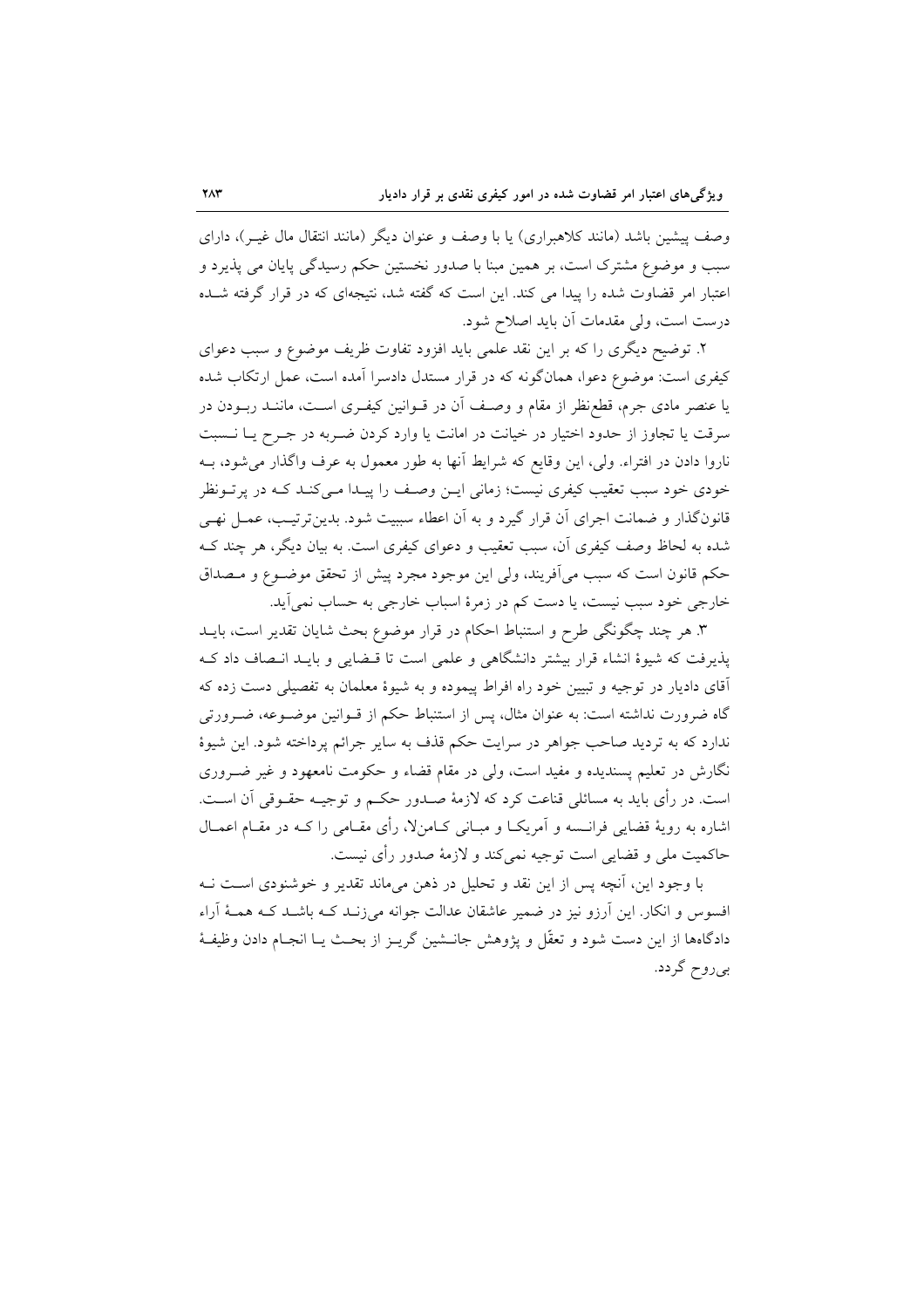وصف پیشین باشد (مانند کلاهبرداری) یا با وصف و عنوان دیگر (مانند انتقال مال غیـر)، دارای سبب و موضوع مشترک است، بر همین مبنا با صدور نخستین حکم رسیدگی پایان می پذیرد و اعتبار امر قضاوت شده را پیدا می کند. این است که گفته شد، نتیجه‌ای که در قرار گرفته شـده درست است، ولی مقدمات آن باید اصلاح شود.

۲. توضیح دیگری را که بر این نقد علمی باید افزود تفاوت ظریف موضوع و سبب دعوای کیفری است: موضوع دعوا، همان‌گونه که در قرار مستدل دادسرا آمده است، عمل ارتکاب شده یا عنصر مادی جرم، قطع‌نظر از مقام و وصـف آن در قـوانین کیفـری اسـت، ماننـد ربـودن در سرقت یا تجاوز از حدود اختیار در خیانت در امانت یا وارد کردن ضـربه در جـرح یـا نـسبت ناروا دادن در افتراء. ولی، این وقایع که شرایط آنها به طور معمول به عرف واگذار می‌شود، بـه خودی خود سبب تعقیب کیفری نیست؛ زمانی ایـن وصـف را پیـدا مـی‌کنـد کـه در پرتـونظر قانون‌گذار و ضمانت اجرای آن قرار گیرد و به آن اعطاء سببیت شود. بدین‌ترتیـب، عمـل نهـی شده به لحاظ وصف کیفری آن، سبب تعقیب و دعوای کیفری است. به بیان دیگر، هر چند کـه حکم قانون است که سبب می‌آفریند، ولی این موجود مجرد پیش از تحقق موضـوع و مـصداق خارجی خود سبب نیست، یا دست کم در زمرهٔ اسباب خارجی به حساب نمی‌آید.

۳. هر چند چگونگی طرح و استنباط احکام در قرار موضوع بحث شایان تقدیر است، بایـد پذیرفت که شیوهٔ انشاء قرار بیشتر دانشگاهی و علمی است تا قـضایی و بایـد انـصاف داد کـه آقای دادیار در توجیه و تبیین خود راه افراط پیموده و به شیوهٔ معلمان به تفصیلی دست زده که گاه ضرورت نداشته است: به عنوان مثال، پس از استنباط حکم از قـوانین موضـوعه، ضـرورتی ندارد که به تردید صاحب جواهر در سرایت حکم قذف به سایر جرائم پرداخته شود. این شیوهٔ نگارش در تعلیم پسندیده و مفید است، ولی در مقام قضاء و حکومت نامعهود و غیر ضـروری است. در رأی باید به مسائلی قناعت کرد که لازمهٔ صـدور حکـم و توجیـه حقـوقی آن اسـت. اشاره به رویهٔ قضایی فرانـسه و آمریکـا و مبـانی کـامن‌لا، رأی مقـامی را کـه در مقـام اعمـال حاکمیت ملی و قضایی است توجیه نمی‌کند و لازمهٔ صدور رأی نیست.

با وجود این، آنچه پس از این نقد و تحلیل در ذهن می‌ماند تقدیر و خوشنودی اسـت نـه افسوس و انکار. این آرزو نیز در ضمیر عاشقان عدالت جوانه می‌زنـد کـه باشـد کـه همـهٔ آراء دادگاه‌ها از این دست شود و تعقّل و پژوهش جانـشین گریـز از بحـث یـا انجـام دادن وظیفـهٔ بی‌روح گردد.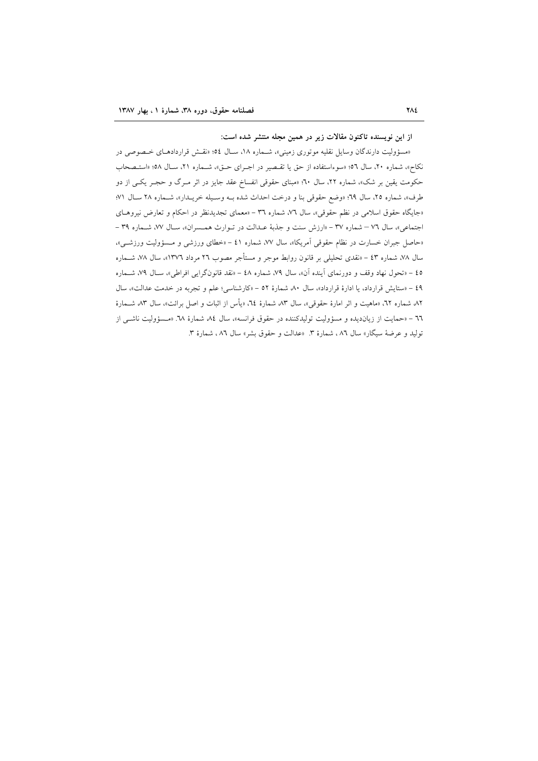**از این نویسنده تاکنون مقالات زیر در همین مجله منتشر شده است:**

«مسؤولیت دارندگان وسایل نقلیه موتوری زمینی»، شماره ۱۸، سال ٥٤؛ «نقش قراردادهای خصوصی در نکاح»، شماره ۲۰، سال ٥٦؛ «سوءاستفاده از حق یا تقصیر در اجرای حق»، شماره ۲۱، سال ٥٨؛ «استصحاب حکومت یقین بر شک»، شماره ۲۲، سال ٦٠؛ «مبنای حقوقی انفساخ عقد جایز در اثر مرگ و حجر یکی از دو طرف»، شماره ۲۵، سال ٦٩؛ «وضع حقوقی بنا و درخت احداث شده به وسیله خریدار»، شماره ۲۸ سال ۷۱؛ «جایگاه حقوق اسلامی در نظم حقوقی»، سال ۷٦، شماره ۳٦ - «معمای تجدیدنظر در احکام و تعارض نیروهای اجتماعی»، سال ۷٦ – شماره ۳۷ - «ارزش سنت و جذبهٔ عدالت در توارث همسران»، سال ۷۷، شماره ۳۹ - «حاصل جبران خسارت در نظام حقوقی آمریکا»، سال ۷۷، شماره ٤١ - «خطای ورزشی و مسؤولیت ورزشی»، سال ۷۸، شماره ٤٣ - «نقدی تحلیلی بر قانون روابط موجر و مستأجر مصوب ۲٦ مرداد ۱۳۷٦»، سال ۷۸، شماره ٤٥ - «تحول نهاد وقف و دورنمای آینده آن»، سال ۷۹، شماره ٤٨ - «نقد قانونگرایی افراطی»، سال ۷۹، شماره ٤٩ - «ستایش قرارداد، یا ادارهٔ قرارداد»، سال ۸۰، شمارهٔ ٥٢ - «کارشناسی؛ علم و تجربه در خدمت عدالت»، سال ۸۲، شماره ٦۲، «ماهیت و اثر امارهٔ حقوقی»، سال ۸۳، شمارهٔ ٦٤، «یأس از اثبات و اصل برائت»، سال ۸۳، شمارهٔ ٦٦ - «حمایت از زیاندیده و مسؤولیت تولیدکننده در حقوق فرانسه»، سال ۸٤، شمارهٔ ٦۸. «مسؤولیت ناشی از تولید و عرضهٔ سیگار» سال ۸٦، شمارهٔ ۳. «عدالت و حقوق بشر» سال ۸٦، شمارهٔ ۳.